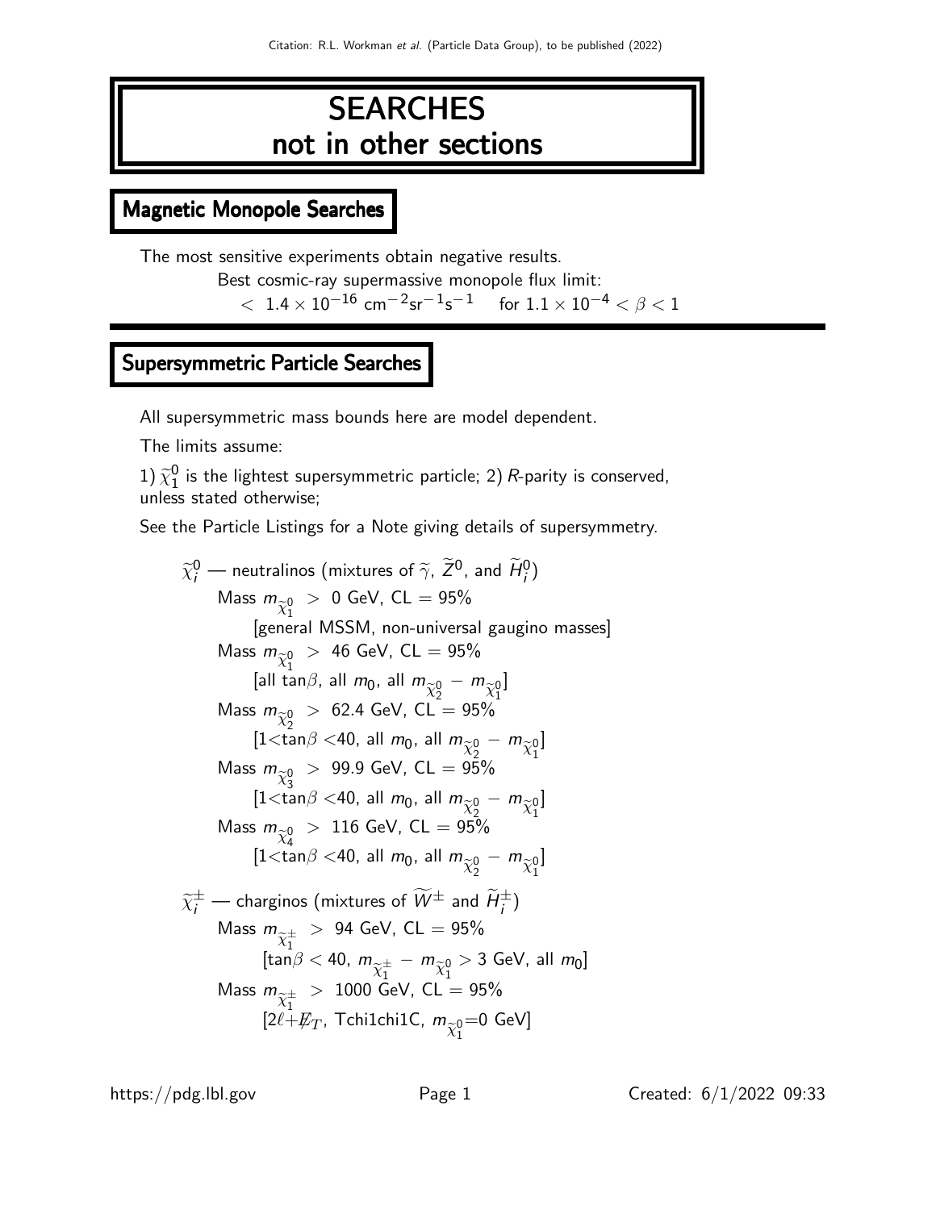# SEARCHES not in other sections

## Magnetic Monopole Searches

The most sensitive experiments obtain negative results.

Best cosmic-ray supermassive monopole flux limit:

$< 1.4 \times 10^{-16}$ cm$^{-2}$sr$^{-1}$s$^{-1}$ for $1.1 \times 10^{-4} < \beta < 1$

## Supersymmetric Particle Searches

All supersymmetric mass bounds here are model dependent.

The limits assume:

1) $\widetilde{\chi}_1^0$ is the lightest supersymmetric particle; 2) $R$-parity is conserved, unless stated otherwise;

See the Particle Listings for a Note giving details of supersymmetry.

$\widetilde{\chi}_i^0$ — neutralinos (mixtures of $\widetilde{\gamma}$, $\widetilde{Z}^0$, and $\widetilde{H}_i^0$)

Mass $m_{\widetilde{\chi}_1^0} > 0$ GeV, CL = 95%
[general MSSM, non-universal gaugino masses]

Mass $m_{\widetilde{\chi}_1^0} > 46$ GeV, CL = 95%
[all $\tan\beta$, all $m_0$, all $m_{\widetilde{\chi}_2^0} - m_{\widetilde{\chi}_1^0}$]

Mass $m_{\widetilde{\chi}_2^0} > 62.4$ GeV, CL = 95%
[$1<\tan\beta<40$, all $m_0$, all $m_{\widetilde{\chi}_2^0} - m_{\widetilde{\chi}_1^0}$]

Mass $m_{\widetilde{\chi}_3^0} > 99.9$ GeV, CL = 95%
[$1<\tan\beta<40$, all $m_0$, all $m_{\widetilde{\chi}_2^0} - m_{\widetilde{\chi}_1^0}$]

Mass $m_{\widetilde{\chi}_4^0} > 116$ GeV, CL = 95%
[$1<\tan\beta<40$, all $m_0$, all $m_{\widetilde{\chi}_2^0} - m_{\widetilde{\chi}_1^0}$]

$\widetilde{\chi}_i^\pm$ — charginos (mixtures of $\widetilde{W}^\pm$ and $\widetilde{H}_i^\pm$)

Mass $m_{\widetilde{\chi}_1^\pm} > 94$ GeV, CL = 95%
[$\tan\beta < 40$, $m_{\widetilde{\chi}_1^\pm} - m_{\widetilde{\chi}_1^0} > 3$ GeV, all $m_0$]

Mass $m_{\widetilde{\chi}_1^\pm} > 1000$ GeV, CL = 95%
[$2\ell+\not{E}_T$, Tchi1chi1C, $m_{\widetilde{\chi}_1^0}$=0 GeV]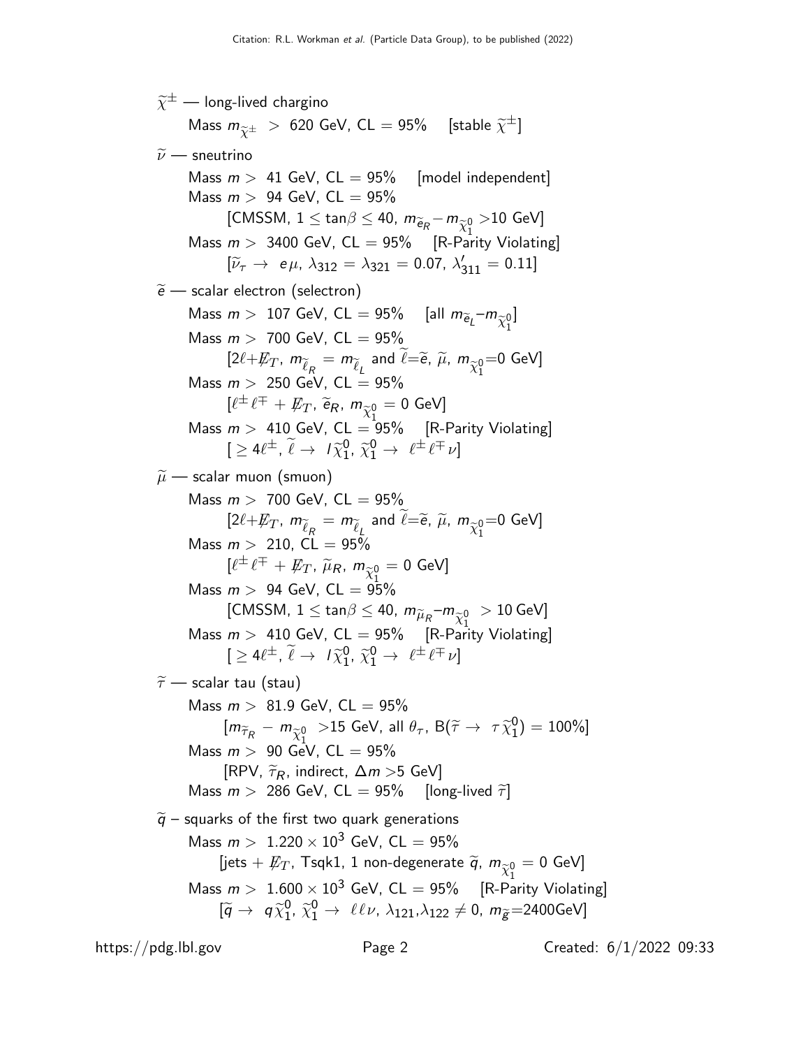$\widetilde{\chi}^{\pm}$ — long-lived chargino

Mass $m_{\widetilde{\chi}^{\pm}} > 620$ GeV, CL = 95% [stable $\widetilde{\chi}^{\pm}$]

$\widetilde{\nu}$ — sneutrino

Mass $m > 41$ GeV, CL = 95% [model independent]

Mass $m > 94$ GeV, CL = 95%

[CMSSM, $1 \leq \tan\beta \leq 40$, $m_{\widetilde{e}_R} - m_{\widetilde{\chi}^0_1} > 10$ GeV]

Mass $m > 3400$ GeV, CL = 95% [R-Parity Violating]

[$\widetilde{\nu}_\tau \rightarrow e\mu$, $\lambda_{312} = \lambda_{321} = 0.07$, $\lambda'_{311} = 0.11$]

$\widetilde{e}$ — scalar electron (selectron)

Mass $m > 107$ GeV, CL = 95% [all $m_{\widetilde{e}_L} - m_{\widetilde{\chi}^0_1}$]

Mass $m > 700$ GeV, CL = 95%

[$2\ell + \not{E}_T$, $m_{\widetilde{\ell}_R} = m_{\widetilde{\ell}_L}$ and $\widetilde{\ell} = \widetilde{e}$, $\widetilde{\mu}$, $m_{\widetilde{\chi}^0_1} = 0$ GeV]

Mass $m > 250$ GeV, CL = 95%

[$\ell^{\pm}\ell^{\mp} + \not{E}_T$, $\widetilde{e}_R$, $m_{\widetilde{\chi}^0_1} = 0$ GeV]

Mass $m > 410$ GeV, CL = 95% [R-Parity Violating]

[$\geq 4\ell^{\pm}$, $\widetilde{\ell} \rightarrow l\widetilde{\chi}^0_1$, $\widetilde{\chi}^0_1 \rightarrow \ell^{\pm}\ell^{\mp}\nu$]

$\widetilde{\mu}$ — scalar muon (smuon)

Mass $m > 700$ GeV, CL = 95%

[$2\ell + \not{E}_T$, $m_{\widetilde{\ell}_R} = m_{\widetilde{\ell}_L}$ and $\widetilde{\ell} = \widetilde{e}$, $\widetilde{\mu}$, $m_{\widetilde{\chi}^0_1} = 0$ GeV]

Mass $m > 210$, CL = 95%

[$\ell^{\pm}\ell^{\mp} + \not{E}_T$, $\widetilde{\mu}_R$, $m_{\widetilde{\chi}^0_1} = 0$ GeV]

Mass $m > 94$ GeV, CL = 95%

[CMSSM, $1 \leq \tan\beta \leq 40$, $m_{\widetilde{\mu}_R} - m_{\widetilde{\chi}^0_1} > 10$ GeV]

Mass $m > 410$ GeV, CL = 95% [R-Parity Violating]

[$\geq 4\ell^{\pm}$, $\widetilde{\ell} \rightarrow l\widetilde{\chi}^0_1$, $\widetilde{\chi}^0_1 \rightarrow \ell^{\pm}\ell^{\mp}\nu$]

$\widetilde{\tau}$ — scalar tau (stau)

Mass $m > 81.9$ GeV, CL = 95%

[$m_{\widetilde{\tau}_R} - m_{\widetilde{\chi}^0_1} > 15$ GeV, all $\theta_\tau$, B($\widetilde{\tau} \rightarrow \tau\widetilde{\chi}^0_1$) = 100%]

Mass $m > 90$ GeV, CL = 95%

[RPV, $\widetilde{\tau}_R$, indirect, $\Delta m > 5$ GeV]

Mass $m > 286$ GeV, CL = 95% [long-lived $\widetilde{\tau}$]

$\widetilde{q}$ – squarks of the first two quark generations

Mass $m > 1.220 \times 10^3$ GeV, CL = 95%

[jets + $\not{E}_T$, Tsqk1, 1 non-degenerate $\widetilde{q}$, $m_{\widetilde{\chi}^0_1} = 0$ GeV]

Mass $m > 1.600 \times 10^3$ GeV, CL = 95% [R-Parity Violating]

[$\widetilde{q} \rightarrow q\widetilde{\chi}^0_1$, $\widetilde{\chi}^0_1 \rightarrow \ell\ell\nu$, $\lambda_{121}$,$\lambda_{122} \neq 0$, $m_{\widetilde{g}}$=2400GeV]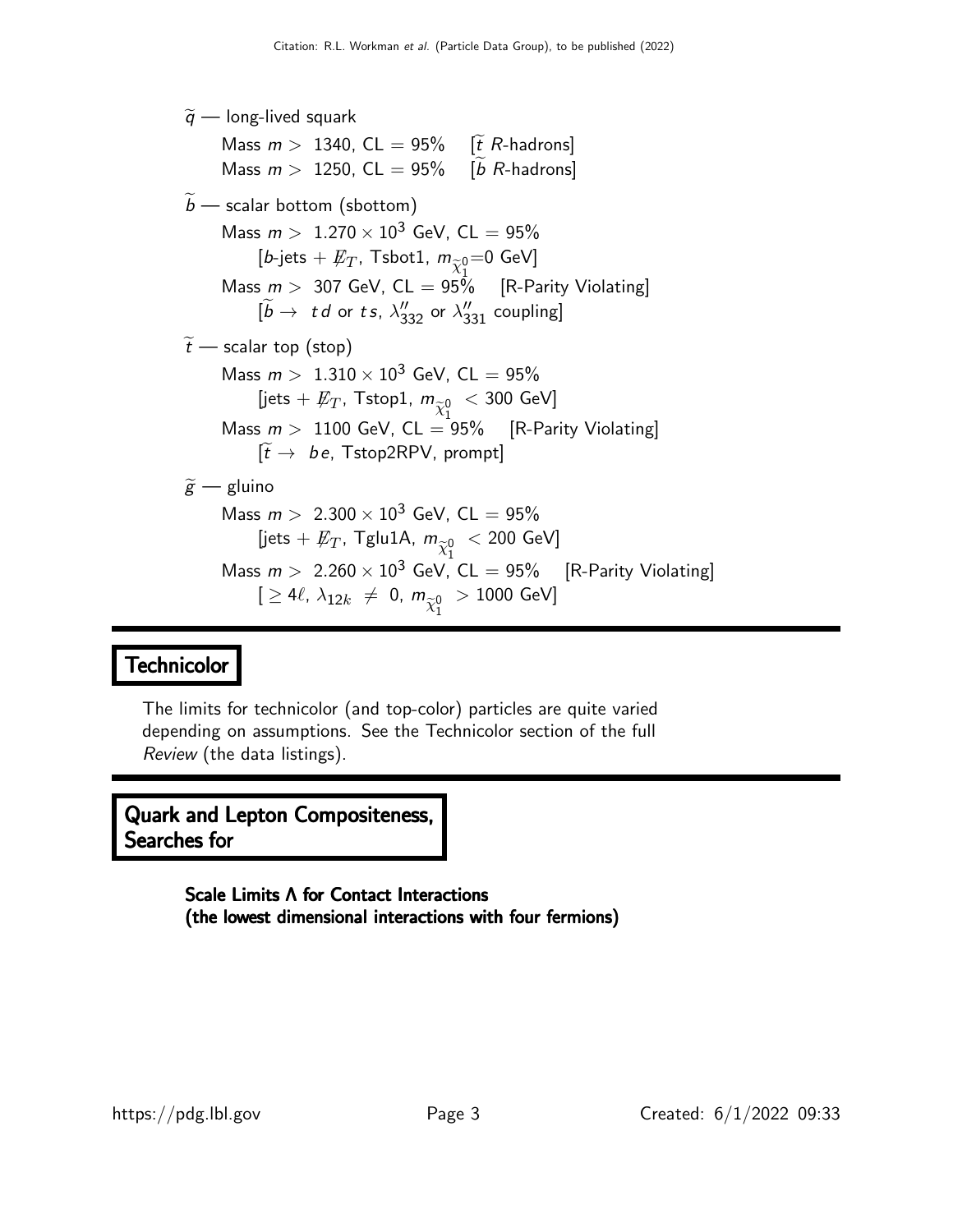$\widetilde{q}$ — long-lived squark

Mass $m >$ 1340, CL = 95% [$\widetilde{t}$ R-hadrons]

Mass $m >$ 1250, CL = 95% [$\widetilde{b}$ R-hadrons]

$\widetilde{b}$ — scalar bottom (sbottom)

Mass $m > 1.270 \times 10^3$ GeV, CL = 95%

[$b$-jets + $\not\!\!E_T$, Tsbot1, $m_{\widetilde{\chi}^0_1}$=0 GeV]

Mass $m >$ 307 GeV, CL = 95% [R-Parity Violating]

[$\widetilde{b} \to t\,d$ or $t\,s$, $\lambda''_{332}$ or $\lambda''_{331}$ coupling]

$\widetilde{t}$ — scalar top (stop)

Mass $m > 1.310 \times 10^3$ GeV, CL = 95%

[jets + $\not\!\!E_T$, Tstop1, $m_{\widetilde{\chi}^0_1} < 300$ GeV]

Mass $m >$ 1100 GeV, CL = 95% [R-Parity Violating]

[$\widetilde{t} \to b\,e$, Tstop2RPV, prompt]

$\widetilde{g}$ — gluino

Mass $m > 2.300 \times 10^3$ GeV, CL = 95%

[jets + $\not\!\!E_T$, Tglu1A, $m_{\widetilde{\chi}^0_1} < 200$ GeV]

Mass $m > 2.260 \times 10^3$ GeV, CL = 95% [R-Parity Violating]

[$\geq 4\ell$, $\lambda_{12k} \neq 0$, $m_{\widetilde{\chi}^0_1} > 1000$ GeV]

# Technicolor

The limits for technicolor (and top-color) particles are quite varied depending on assumptions. See the Technicolor section of the full *Review* (the data listings).

# Quark and Lepton Compositeness, Searches for

### Scale Limits Λ for Contact Interactions (the lowest dimensional interactions with four fermions)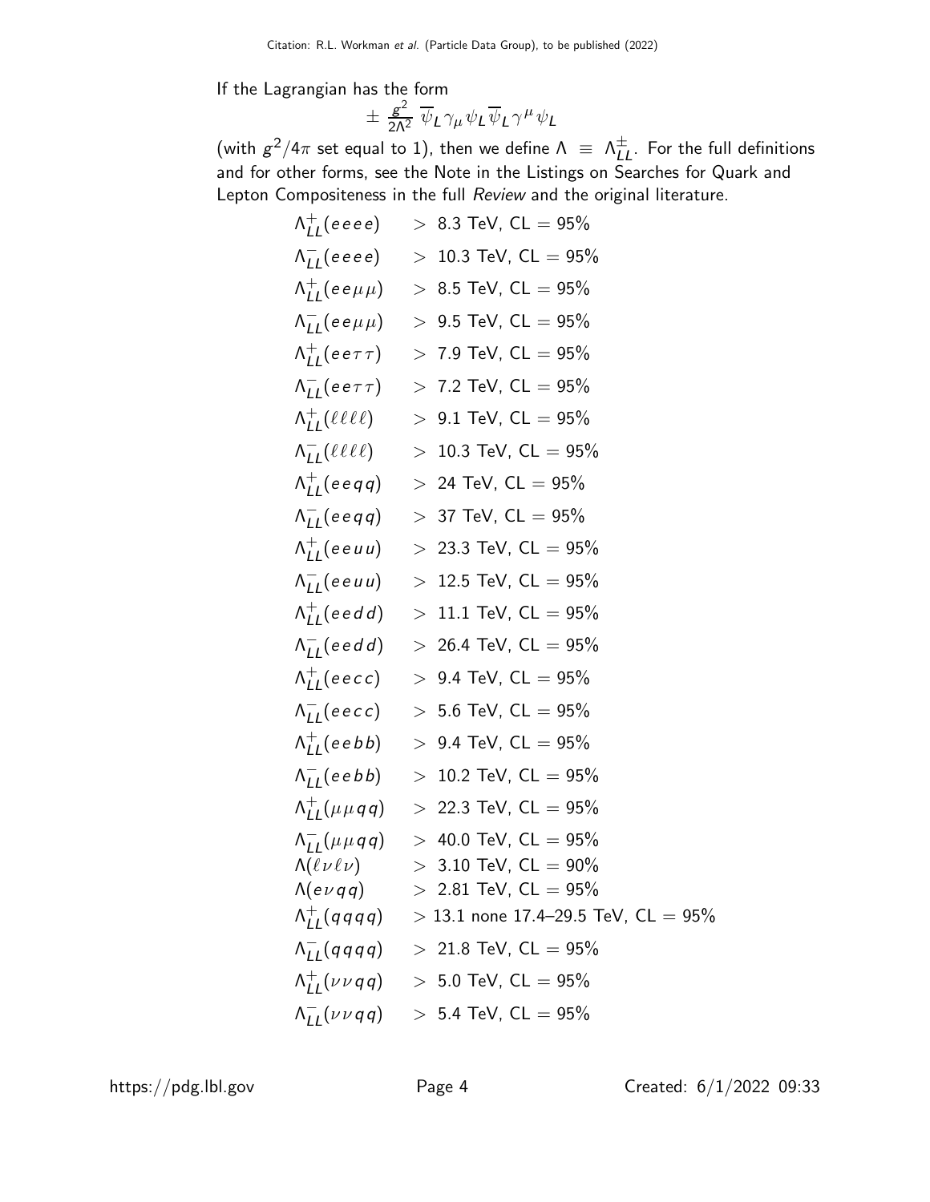If the Lagrangian has the form

$$\pm \frac{g^2}{2\Lambda^2} \overline{\psi}_L \gamma_\mu \psi_L \overline{\psi}_L \gamma^\mu \psi_L$$

(with $g^2/4\pi$ set equal to 1), then we define $\Lambda \equiv \Lambda^{\pm}_{LL}$. For the full definitions and for other forms, see the Note in the Listings on Searches for Quark and Lepton Compositeness in the full *Review* and the original literature.

| | |
|---|---|
| $\Lambda^{+}_{LL}(eeee)$ | $>$ 8.3 TeV, CL = 95% |
| $\Lambda^{-}_{LL}(eeee)$ | $>$ 10.3 TeV, CL = 95% |
| $\Lambda^{+}_{LL}(ee\mu\mu)$ | $>$ 8.5 TeV, CL = 95% |
| $\Lambda^{-}_{LL}(ee\mu\mu)$ | $>$ 9.5 TeV, CL = 95% |
| $\Lambda^{+}_{LL}(ee\tau\tau)$ | $>$ 7.9 TeV, CL = 95% |
| $\Lambda^{-}_{LL}(ee\tau\tau)$ | $>$ 7.2 TeV, CL = 95% |
| $\Lambda^{+}_{LL}(\ell\ell\ell\ell)$ | $>$ 9.1 TeV, CL = 95% |
| $\Lambda^{-}_{LL}(\ell\ell\ell\ell)$ | $>$ 10.3 TeV, CL = 95% |
| $\Lambda^{+}_{LL}(eeqq)$ | $>$ 24 TeV, CL = 95% |
| $\Lambda^{-}_{LL}(eeqq)$ | $>$ 37 TeV, CL = 95% |
| $\Lambda^{+}_{LL}(eeuu)$ | $>$ 23.3 TeV, CL = 95% |
| $\Lambda^{-}_{LL}(eeuu)$ | $>$ 12.5 TeV, CL = 95% |
| $\Lambda^{+}_{LL}(eedd)$ | $>$ 11.1 TeV, CL = 95% |
| $\Lambda^{-}_{LL}(eedd)$ | $>$ 26.4 TeV, CL = 95% |
| $\Lambda^{+}_{LL}(eecc)$ | $>$ 9.4 TeV, CL = 95% |
| $\Lambda^{-}_{LL}(eecc)$ | $>$ 5.6 TeV, CL = 95% |
| $\Lambda^{+}_{LL}(eebb)$ | $>$ 9.4 TeV, CL = 95% |
| $\Lambda^{-}_{LL}(eebb)$ | $>$ 10.2 TeV, CL = 95% |
| $\Lambda^{+}_{LL}(\mu\mu qq)$ | $>$ 22.3 TeV, CL = 95% |
| $\Lambda^{-}_{LL}(\mu\mu qq)$ | $>$ 40.0 TeV, CL = 95% |
| $\Lambda(\ell\nu\ell\nu)$ | $>$ 3.10 TeV, CL = 90% |
| $\Lambda(e\nu qq)$ | $>$ 2.81 TeV, CL = 95% |
| $\Lambda^{+}_{LL}(qqqq)$ | $>$ 13.1 none 17.4–29.5 TeV, CL = 95% |
| $\Lambda^{-}_{LL}(qqqq)$ | $>$ 21.8 TeV, CL = 95% |
| $\Lambda^{+}_{LL}(\nu\nu qq)$ | $>$ 5.0 TeV, CL = 95% |
| $\Lambda^{-}_{LL}(\nu\nu qq)$ | $>$ 5.4 TeV, CL = 95% |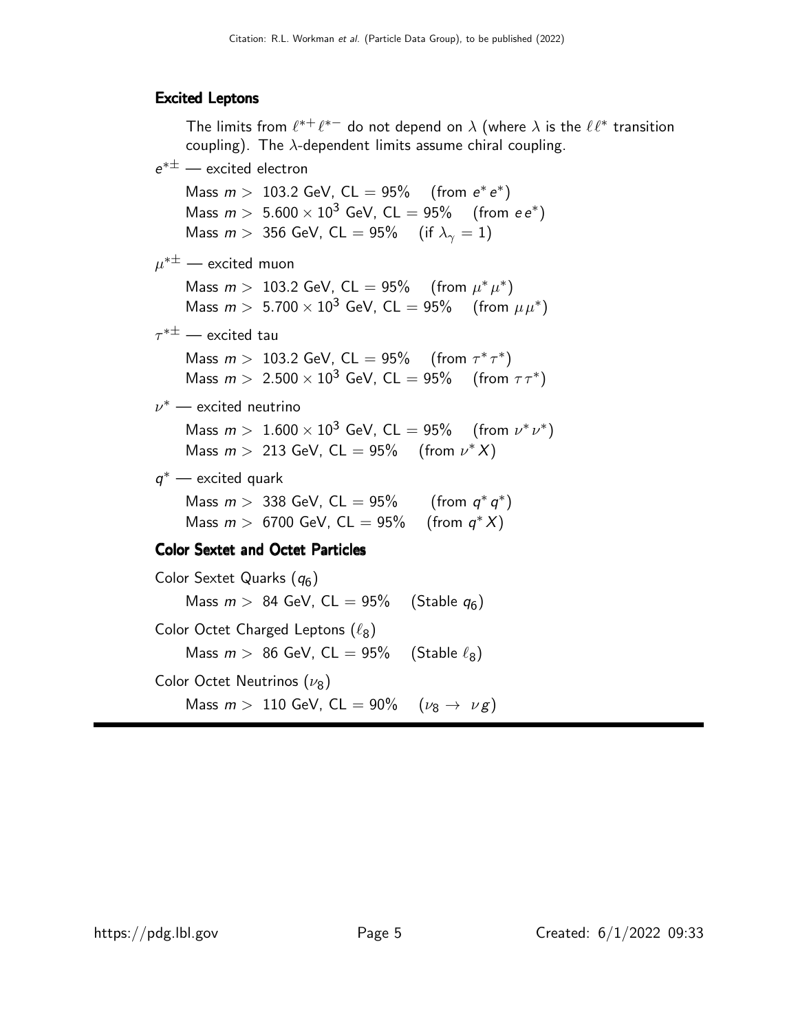### Excited Leptons

The limits from $\ell^{*+}\ell^{*-}$ do not depend on $\lambda$ (where $\lambda$ is the $\ell\ell^*$ transition coupling). The $\lambda$-dependent limits assume chiral coupling.

$e^{*\pm}$ — excited electron

Mass $m >$ 103.2 GeV, CL = 95% (from $e^* e^*$)
Mass $m >$ $5.600 \times 10^3$ GeV, CL = 95% (from $e e^*$)
Mass $m >$ 356 GeV, CL = 95% (if $\lambda_\gamma = 1$)

$\mu^{*\pm}$ — excited muon

Mass $m >$ 103.2 GeV, CL = 95% (from $\mu^* \mu^*$)
Mass $m >$ $5.700 \times 10^3$ GeV, CL = 95% (from $\mu \mu^*$)

$\tau^{*\pm}$ — excited tau

Mass $m >$ 103.2 GeV, CL = 95% (from $\tau^* \tau^*$)
Mass $m >$ $2.500 \times 10^3$ GeV, CL = 95% (from $\tau \tau^*$)

$\nu^*$ — excited neutrino

Mass $m >$ $1.600 \times 10^3$ GeV, CL = 95% (from $\nu^* \nu^*$)
Mass $m >$ 213 GeV, CL = 95% (from $\nu^* X$)

$q^*$ — excited quark

Mass $m >$ 338 GeV, CL = 95% (from $q^* q^*$)
Mass $m >$ 6700 GeV, CL = 95% (from $q^* X$)

### Color Sextet and Octet Particles

Color Sextet Quarks ($q_6$)

Mass $m >$ 84 GeV, CL = 95% (Stable $q_6$)

Color Octet Charged Leptons ($\ell_8$)

Mass $m >$ 86 GeV, CL = 95% (Stable $\ell_8$)

Color Octet Neutrinos ($\nu_8$)

Mass $m >$ 110 GeV, CL = 90% ($\nu_8 \to \nu g$)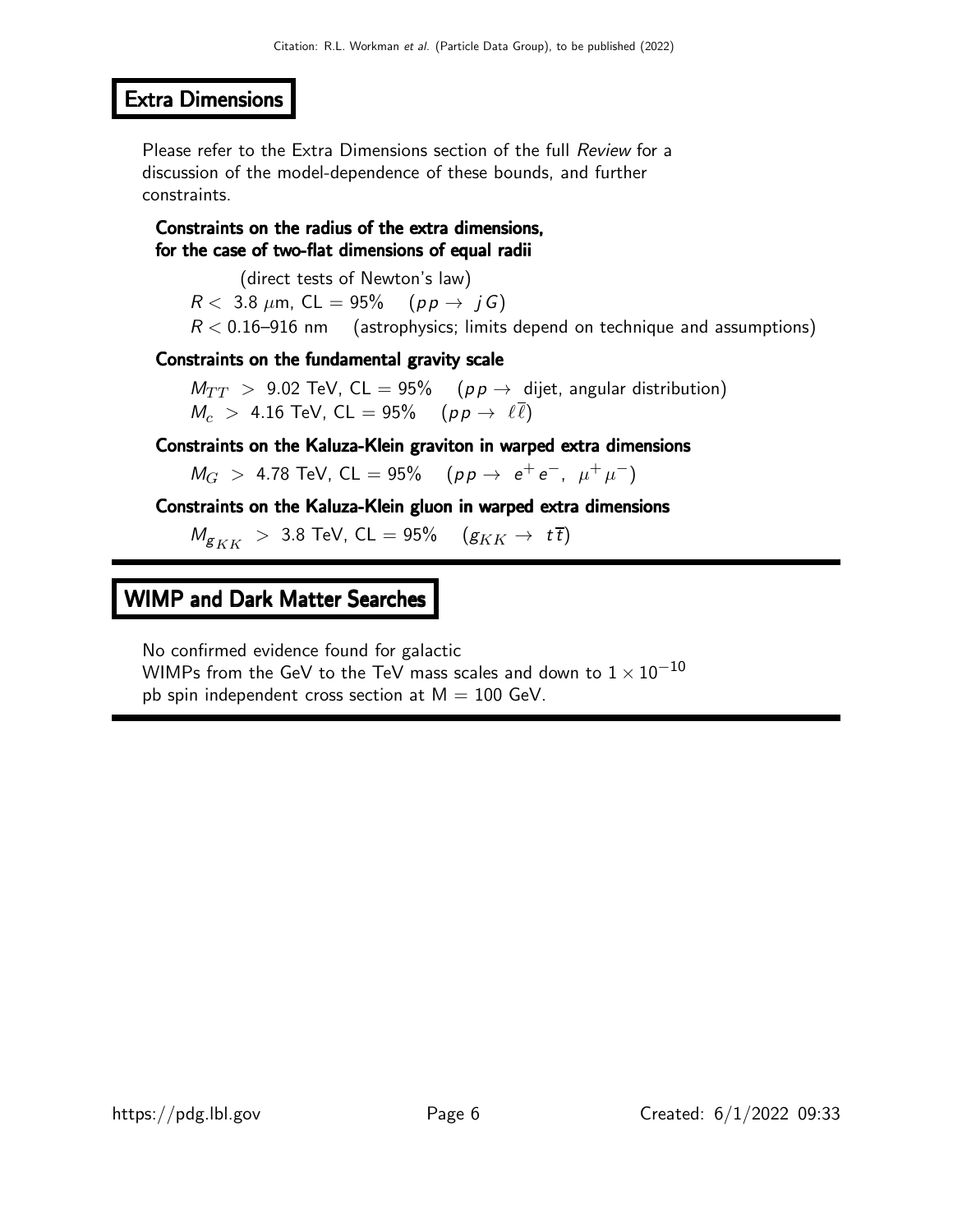## Extra Dimensions

Please refer to the Extra Dimensions section of the full *Review* for a discussion of the model-dependence of these bounds, and further constraints.

### Constraints on the radius of the extra dimensions, for the case of two-flat dimensions of equal radii

(direct tests of Newton's law)

$R <$ 3.8 $\mu$m, CL = 95% $(p\,p \to \; j\,G)$

$R <$ 0.16–916 nm (astrophysics; limits depend on technique and assumptions)

### Constraints on the fundamental gravity scale

$M_{TT} \; > \;$ 9.02 TeV, CL = 95% $(p\,p \to$ dijet, angular distribution$)$

$M_c \; > \;$ 4.16 TeV, CL = 95% $(p\,p \to \; \ell\overline{\ell})$

### Constraints on the Kaluza-Klein graviton in warped extra dimensions

$M_G \; > \;$ 4.78 TeV, CL = 95% $(p\,p \to \; e^+ e^-, \; \mu^+ \mu^-)$

### Constraints on the Kaluza-Klein gluon in warped extra dimensions

$M_{g_{KK}} \; > \;$ 3.8 TeV, CL = 95% $(g_{KK} \to \; t\overline{t})$

## WIMP and Dark Matter Searches

No confirmed evidence found for galactic WIMPs from the GeV to the TeV mass scales and down to $1 \times 10^{-10}$ pb spin independent cross section at M = 100 GeV.